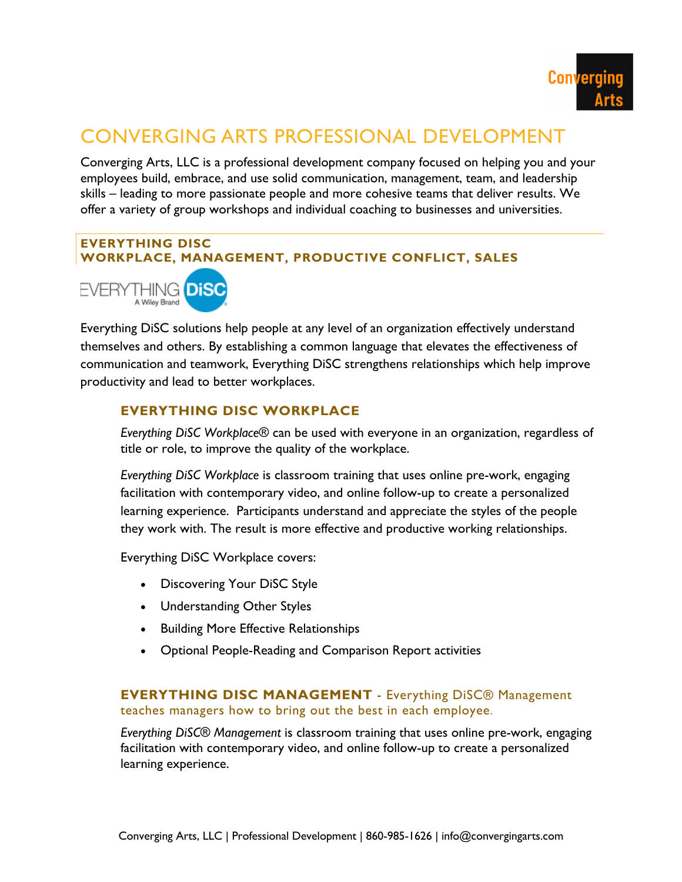# CONVERGING ARTS PROFESSIONAL DEVELOPMENT

Converging Arts, LLC is a professional development company focused on helping you and your employees build, embrace, and use solid communication, management, team, and leadership skills – leading to more passionate people and more cohesive teams that deliver results. We offer a variety of group workshops and individual coaching to businesses and universities.

## EVERYTHING DISC
## WORKPLACE, MANAGEMENT, PRODUCTIVE CONFLICT, SALES

Everything DiSC solutions help people at any level of an organization effectively understand themselves and others. By establishing a common language that elevates the effectiveness of communication and teamwork, Everything DiSC strengthens relationships which help improve productivity and lead to better workplaces.

### EVERYTHING DISC WORKPLACE

*Everything DiSC Workplace®* can be used with everyone in an organization, regardless of title or role, to improve the quality of the workplace.

*Everything DiSC Workplace* is classroom training that uses online pre-work, engaging facilitation with contemporary video, and online follow-up to create a personalized learning experience. Participants understand and appreciate the styles of the people they work with. The result is more effective and productive working relationships.

Everything DiSC Workplace covers:

- Discovering Your DiSC Style
- Understanding Other Styles
- Building More Effective Relationships
- Optional People-Reading and Comparison Report activities

### EVERYTHING DISC MANAGEMENT - Everything DiSC® Management teaches managers how to bring out the best in each employee.

*Everything DiSC® Management* is classroom training that uses online pre-work, engaging facilitation with contemporary video, and online follow-up to create a personalized learning experience.

Converging Arts, LLC | Professional Development | 860-985-1626 | info@convergingarts.com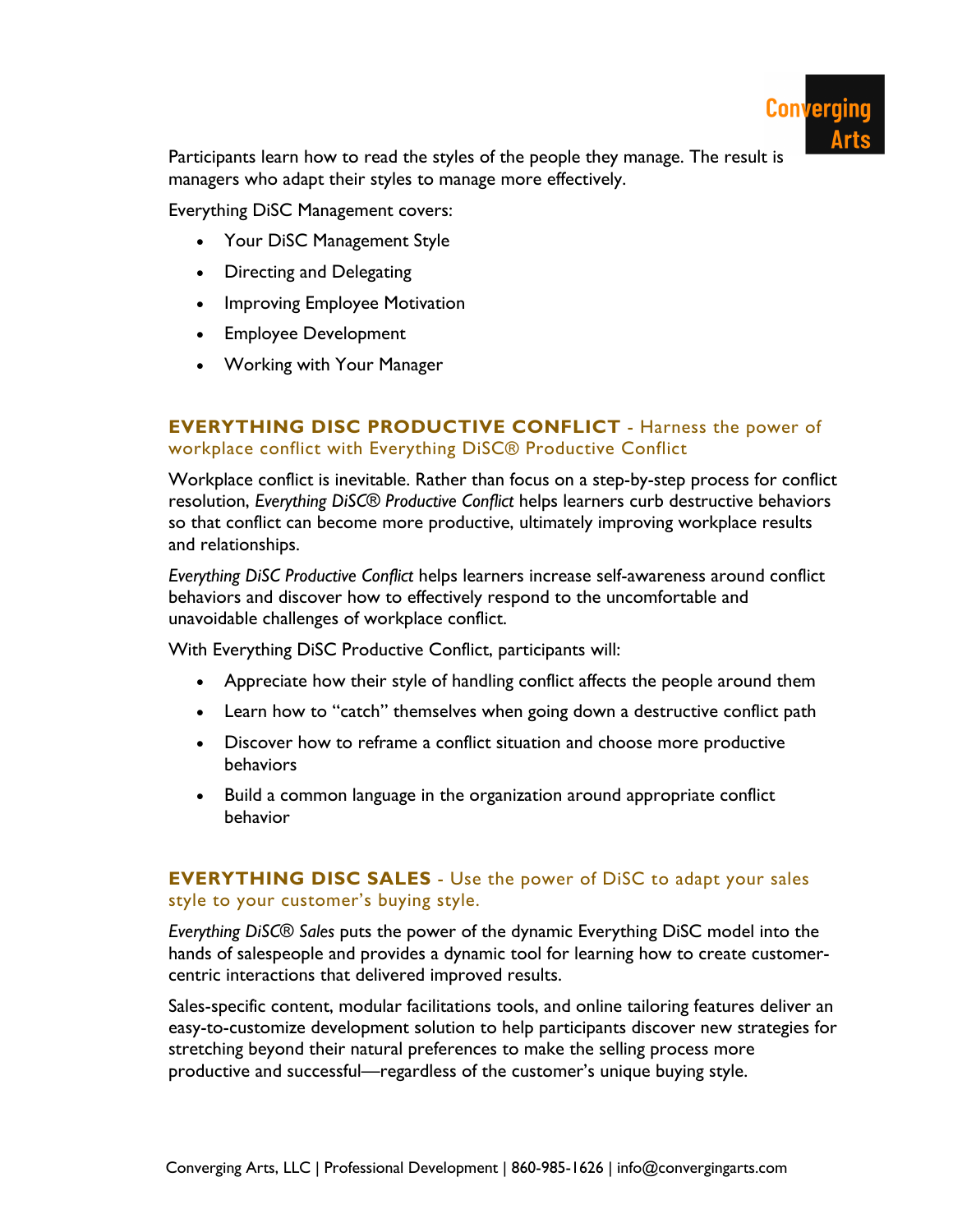Participants learn how to read the styles of the people they manage. The result is managers who adapt their styles to manage more effectively.

Everything DiSC Management covers:

- Your DiSC Management Style
- Directing and Delegating
- Improving Employee Motivation
- Employee Development
- Working with Your Manager

## EVERYTHING DISC PRODUCTIVE CONFLICT - Harness the power of workplace conflict with Everything DiSC® Productive Conflict

Workplace conflict is inevitable. Rather than focus on a step-by-step process for conflict resolution, *Everything DiSC® Productive Conflict* helps learners curb destructive behaviors so that conflict can become more productive, ultimately improving workplace results and relationships.

*Everything DiSC Productive Conflict* helps learners increase self-awareness around conflict behaviors and discover how to effectively respond to the uncomfortable and unavoidable challenges of workplace conflict.

With Everything DiSC Productive Conflict, participants will:

- Appreciate how their style of handling conflict affects the people around them
- Learn how to "catch" themselves when going down a destructive conflict path
- Discover how to reframe a conflict situation and choose more productive behaviors
- Build a common language in the organization around appropriate conflict behavior

## EVERYTHING DISC SALES - Use the power of DiSC to adapt your sales style to your customer's buying style.

*Everything DiSC® Sales* puts the power of the dynamic Everything DiSC model into the hands of salespeople and provides a dynamic tool for learning how to create customer-centric interactions that delivered improved results.

Sales-specific content, modular facilitations tools, and online tailoring features deliver an easy-to-customize development solution to help participants discover new strategies for stretching beyond their natural preferences to make the selling process more productive and successful—regardless of the customer's unique buying style.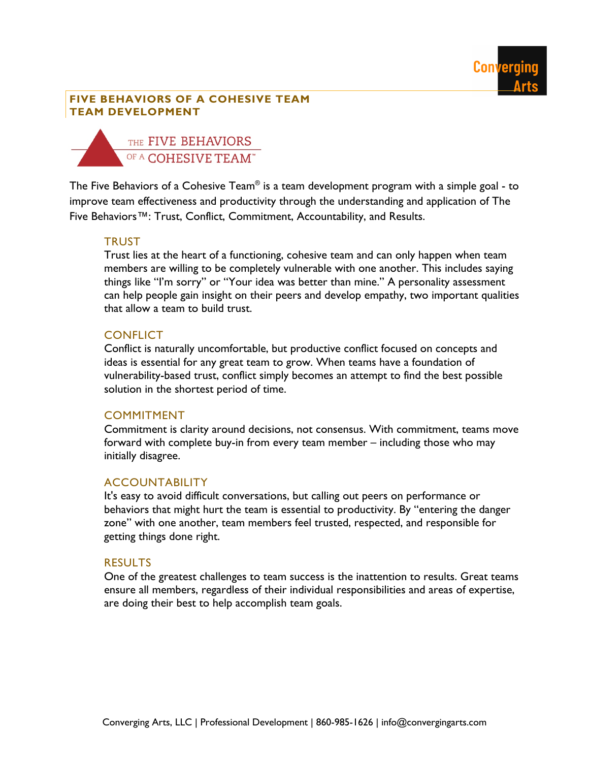## FIVE BEHAVIORS OF A COHESIVE TEAM
## TEAM DEVELOPMENT

THE FIVE BEHAVIORS OF A COHESIVE TEAM™

The Five Behaviors of a Cohesive Team® is a team development program with a simple goal - to improve team effectiveness and productivity through the understanding and application of The Five Behaviors™: Trust, Conflict, Commitment, Accountability, and Results.

### TRUST

Trust lies at the heart of a functioning, cohesive team and can only happen when team members are willing to be completely vulnerable with one another. This includes saying things like "I'm sorry" or "Your idea was better than mine." A personality assessment can help people gain insight on their peers and develop empathy, two important qualities that allow a team to build trust.

### CONFLICT

Conflict is naturally uncomfortable, but productive conflict focused on concepts and ideas is essential for any great team to grow. When teams have a foundation of vulnerability-based trust, conflict simply becomes an attempt to find the best possible solution in the shortest period of time.

### COMMITMENT

Commitment is clarity around decisions, not consensus. With commitment, teams move forward with complete buy-in from every team member – including those who may initially disagree.

### ACCOUNTABILITY

It's easy to avoid difficult conversations, but calling out peers on performance or behaviors that might hurt the team is essential to productivity. By "entering the danger zone" with one another, team members feel trusted, respected, and responsible for getting things done right.

### RESULTS

One of the greatest challenges to team success is the inattention to results. Great teams ensure all members, regardless of their individual responsibilities and areas of expertise, are doing their best to help accomplish team goals.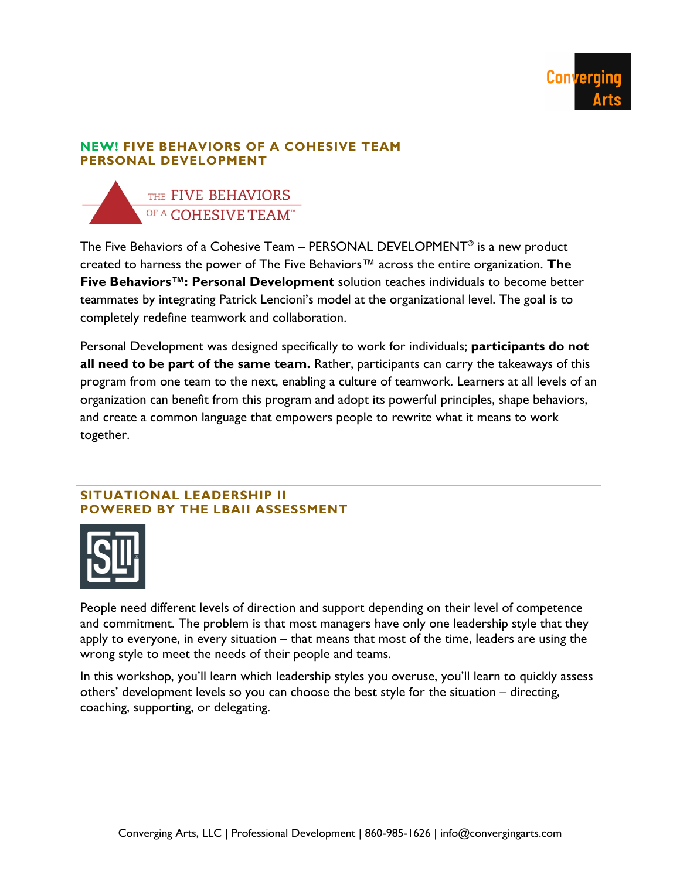## NEW! FIVE BEHAVIORS OF A COHESIVE TEAM PERSONAL DEVELOPMENT

The Five Behaviors of a Cohesive Team – PERSONAL DEVELOPMENT® is a new product created to harness the power of The Five Behaviors™ across the entire organization. **The Five Behaviors™: Personal Development** solution teaches individuals to become better teammates by integrating Patrick Lencioni's model at the organizational level. The goal is to completely redefine teamwork and collaboration.

Personal Development was designed specifically to work for individuals; **participants do not all need to be part of the same team.** Rather, participants can carry the takeaways of this program from one team to the next, enabling a culture of teamwork. Learners at all levels of an organization can benefit from this program and adopt its powerful principles, shape behaviors, and create a common language that empowers people to rewrite what it means to work together.

## SITUATIONAL LEADERSHIP II POWERED BY THE LBAII ASSESSMENT

People need different levels of direction and support depending on their level of competence and commitment. The problem is that most managers have only one leadership style that they apply to everyone, in every situation – that means that most of the time, leaders are using the wrong style to meet the needs of their people and teams.

In this workshop, you'll learn which leadership styles you overuse, you'll learn to quickly assess others' development levels so you can choose the best style for the situation – directing, coaching, supporting, or delegating.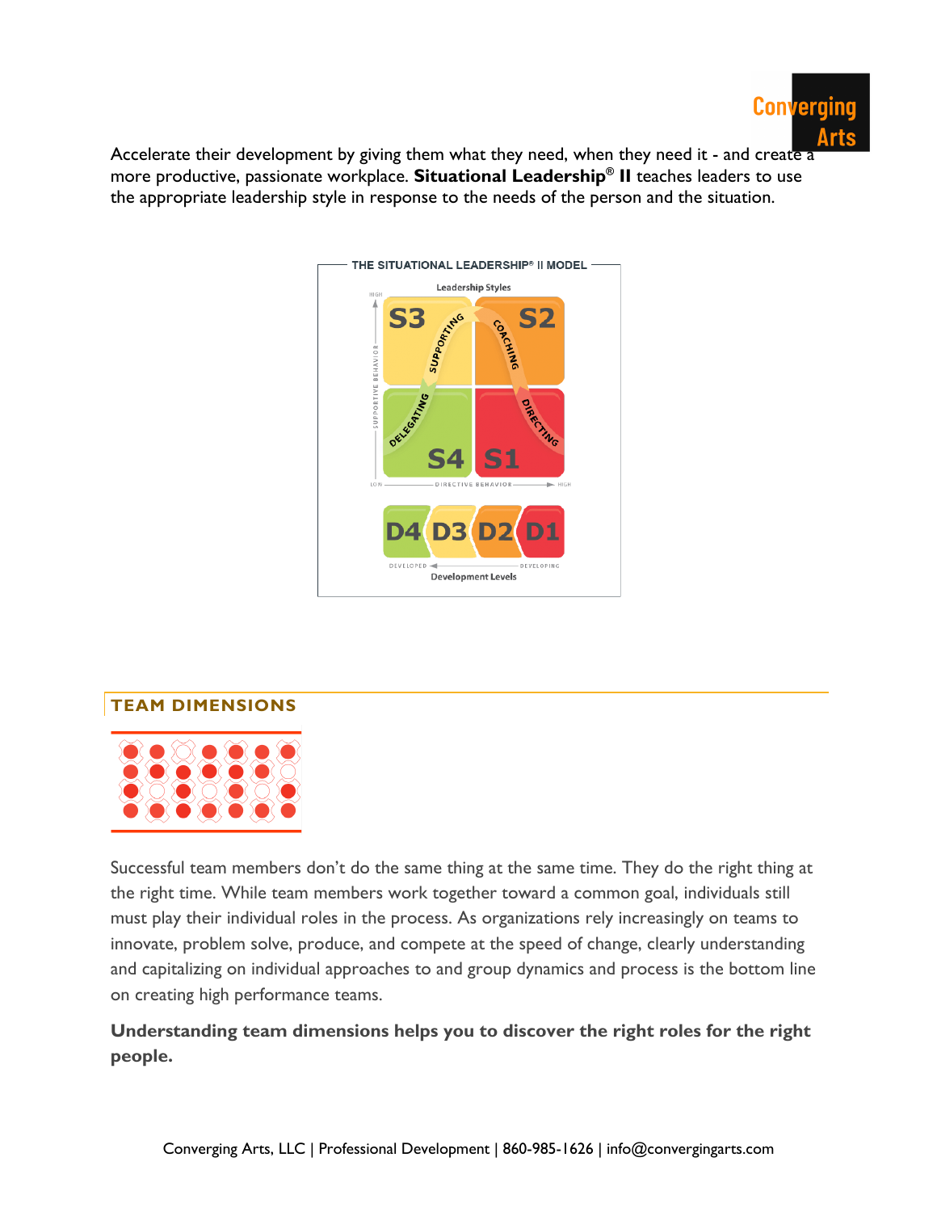Accelerate their development by giving them what they need, when they need it - and create a more productive, passionate workplace. **Situational Leadership® II** teaches leaders to use the appropriate leadership style in response to the needs of the person and the situation.

THE SITUATIONAL LEADERSHIP® II MODEL

Leadership Styles

HIGH

SUPPORTIVE BEHAVIOR

S3 SUPPORTING

S2 COACHING

S4 DELEGATING

S1 DIRECTING

LOW — DIRECTIVE BEHAVIOR — HIGH

D4 D3 D2 D1

DEVELOPED — DEVELOPING

Development Levels

## TEAM DIMENSIONS

Successful team members don't do the same thing at the same time. They do the right thing at the right time. While team members work together toward a common goal, individuals still must play their individual roles in the process. As organizations rely increasingly on teams to innovate, problem solve, produce, and compete at the speed of change, clearly understanding and capitalizing on individual approaches to and group dynamics and process is the bottom line on creating high performance teams.

**Understanding team dimensions helps you to discover the right roles for the right people.**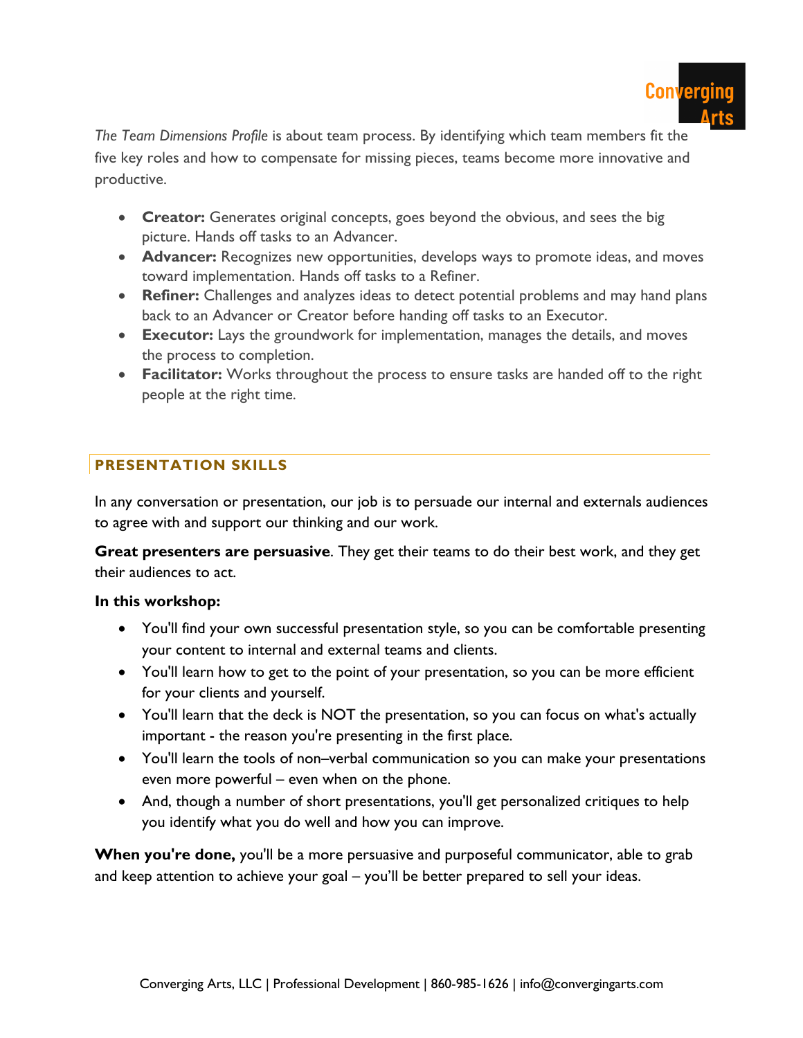*The Team Dimensions Profile* is about team process. By identifying which team members fit the five key roles and how to compensate for missing pieces, teams become more innovative and productive.

- **Creator:** Generates original concepts, goes beyond the obvious, and sees the big picture. Hands off tasks to an Advancer.
- **Advancer:** Recognizes new opportunities, develops ways to promote ideas, and moves toward implementation. Hands off tasks to a Refiner.
- **Refiner:** Challenges and analyzes ideas to detect potential problems and may hand plans back to an Advancer or Creator before handing off tasks to an Executor.
- **Executor:** Lays the groundwork for implementation, manages the details, and moves the process to completion.
- **Facilitator:** Works throughout the process to ensure tasks are handed off to the right people at the right time.

## PRESENTATION SKILLS

In any conversation or presentation, our job is to persuade our internal and externals audiences to agree with and support our thinking and our work.

**Great presenters are persuasive**. They get their teams to do their best work, and they get their audiences to act.

**In this workshop:**

- You'll find your own successful presentation style, so you can be comfortable presenting your content to internal and external teams and clients.
- You'll learn how to get to the point of your presentation, so you can be more efficient for your clients and yourself.
- You'll learn that the deck is NOT the presentation, so you can focus on what's actually important - the reason you're presenting in the first place.
- You'll learn the tools of non–verbal communication so you can make your presentations even more powerful – even when on the phone.
- And, though a number of short presentations, you'll get personalized critiques to help you identify what you do well and how you can improve.

**When you're done,** you'll be a more persuasive and purposeful communicator, able to grab and keep attention to achieve your goal – you'll be better prepared to sell your ideas.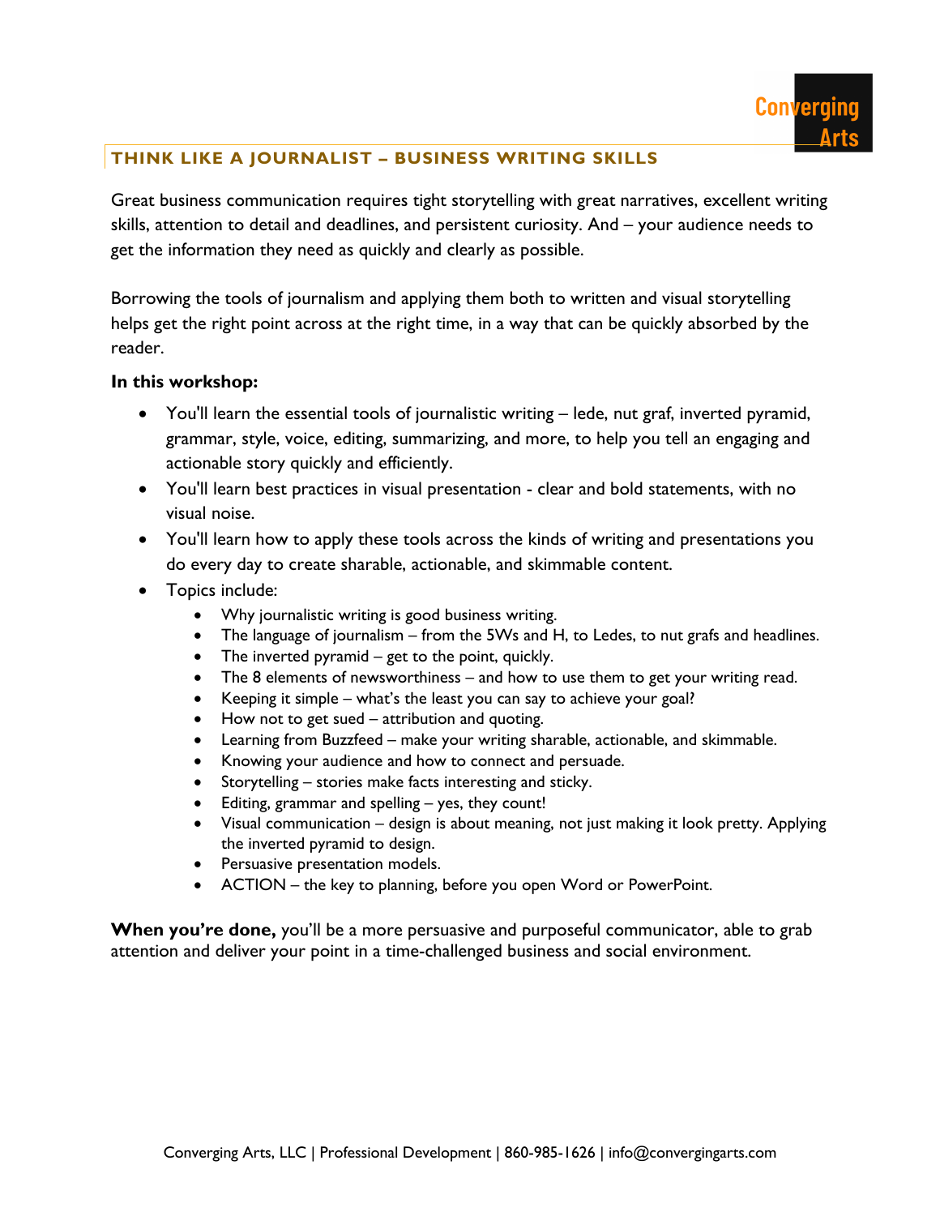## THINK LIKE A JOURNALIST – BUSINESS WRITING SKILLS

Great business communication requires tight storytelling with great narratives, excellent writing skills, attention to detail and deadlines, and persistent curiosity. And – your audience needs to get the information they need as quickly and clearly as possible.

Borrowing the tools of journalism and applying them both to written and visual storytelling helps get the right point across at the right time, in a way that can be quickly absorbed by the reader.

**In this workshop:**

- You'll learn the essential tools of journalistic writing – lede, nut graf, inverted pyramid, grammar, style, voice, editing, summarizing, and more, to help you tell an engaging and actionable story quickly and efficiently.
- You'll learn best practices in visual presentation - clear and bold statements, with no visual noise.
- You'll learn how to apply these tools across the kinds of writing and presentations you do every day to create sharable, actionable, and skimmable content.
- Topics include:
    - Why journalistic writing is good business writing.
    - The language of journalism – from the 5Ws and H, to Ledes, to nut grafs and headlines.
    - The inverted pyramid – get to the point, quickly.
    - The 8 elements of newsworthiness – and how to use them to get your writing read.
    - Keeping it simple – what's the least you can say to achieve your goal?
    - How not to get sued – attribution and quoting.
    - Learning from Buzzfeed – make your writing sharable, actionable, and skimmable.
    - Knowing your audience and how to connect and persuade.
    - Storytelling – stories make facts interesting and sticky.
    - Editing, grammar and spelling – yes, they count!
    - Visual communication – design is about meaning, not just making it look pretty. Applying the inverted pyramid to design.
    - Persuasive presentation models.
    - ACTION – the key to planning, before you open Word or PowerPoint.

**When you're done,** you'll be a more persuasive and purposeful communicator, able to grab attention and deliver your point in a time-challenged business and social environment.